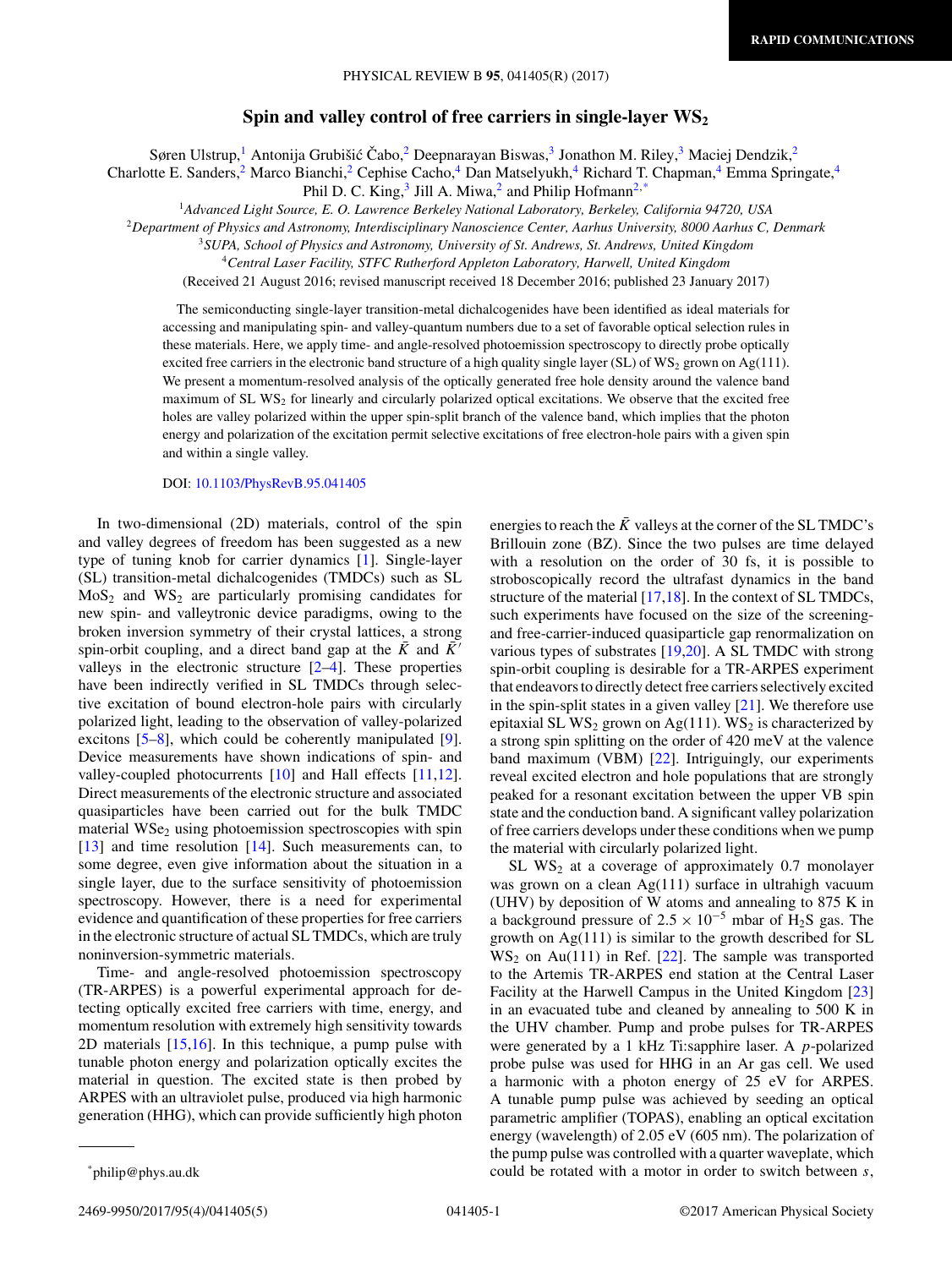# Spin and valley control of free carriers in single-layer $WS_2$

Søren Ulstrup,[1] Antonija Grubišić Čabo,[2] Deepnarayan Biswas,[3] Jonathon M. Riley,[3] Maciej Dendzik,[2] Charlotte E. Sanders,[2] Marco Bianchi,[2] Cephise Cacho,[4] Dan Matselyukh,[4] Richard T. Chapman,[4] Emma Springate,[4] Phil D. C. King,[3] Jill A. Miwa,[2] and Philip Hofmann[2,*]

[1]*Advanced Light Source, E. O. Lawrence Berkeley National Laboratory, Berkeley, California 94720, USA*
[2]*Department of Physics and Astronomy, Interdisciplinary Nanoscience Center, Aarhus University, 8000 Aarhus C, Denmark*
[3]*SUPA, School of Physics and Astronomy, University of St. Andrews, St. Andrews, United Kingdom*
[4]*Central Laser Facility, STFC Rutherford Appleton Laboratory, Harwell, United Kingdom*

(Received 21 August 2016; revised manuscript received 18 December 2016; published 23 January 2017)

The semiconducting single-layer transition-metal dichalcogenides have been identified as ideal materials for accessing and manipulating spin- and valley-quantum numbers due to a set of favorable optical selection rules in these materials. Here, we apply time- and angle-resolved photoemission spectroscopy to directly probe optically excited free carriers in the electronic band structure of a high quality single layer (SL) of $WS_2$ grown on Ag(111). We present a momentum-resolved analysis of the optically generated free hole density around the valence band maximum of SL $WS_2$ for linearly and circularly polarized optical excitations. We observe that the excited free holes are valley polarized within the upper spin-split branch of the valence band, which implies that the photon energy and polarization of the excitation permit selective excitations of free electron-hole pairs with a given spin and within a single valley.

DOI: 10.1103/PhysRevB.95.041405

In two-dimensional (2D) materials, control of the spin and valley degrees of freedom has been suggested as a new type of tuning knob for carrier dynamics [1]. Single-layer (SL) transition-metal dichalcogenides (TMDCs) such as SL $MoS_2$ and $WS_2$ are particularly promising candidates for new spin- and valleytronic device paradigms, owing to the broken inversion symmetry of their crystal lattices, a strong spin-orbit coupling, and a direct band gap at the $\bar{K}$ and $\bar{K}'$ valleys in the electronic structure [2–4]. These properties have been indirectly verified in SL TMDCs through selective excitation of bound electron-hole pairs with circularly polarized light, leading to the observation of valley-polarized excitons [5–8], which could be coherently manipulated [9]. Device measurements have shown indications of spin- and valley-coupled photocurrents [10] and Hall effects [11,12]. Direct measurements of the electronic structure and associated quasiparticles have been carried out for the bulk TMDC material $WSe_2$ using photoemission spectroscopies with spin [13] and time resolution [14]. Such measurements can, to some degree, even give information about the situation in a single layer, due to the surface sensitivity of photoemission spectroscopy. However, there is a need for experimental evidence and quantification of these properties for free carriers in the electronic structure of actual SL TMDCs, which are truly noninversion-symmetric materials.

Time- and angle-resolved photoemission spectroscopy (TR-ARPES) is a powerful experimental approach for detecting optically excited free carriers with time, energy, and momentum resolution with extremely high sensitivity towards 2D materials [15,16]. In this technique, a pump pulse with tunable photon energy and polarization optically excites the material in question. The excited state is then probed by ARPES with an ultraviolet pulse, produced via high harmonic generation (HHG), which can provide sufficiently high photon energies to reach the $\bar{K}$ valleys at the corner of the SL TMDC's Brillouin zone (BZ). Since the two pulses are time delayed with a resolution on the order of 30 fs, it is possible to stroboscopically record the ultrafast dynamics in the band structure of the material [17,18]. In the context of SL TMDCs, such experiments have focused on the size of the screening- and free-carrier-induced quasiparticle gap renormalization on various types of substrates [19,20]. A SL TMDC with strong spin-orbit coupling is desirable for a TR-ARPES experiment that endeavors to directly detect free carriers selectively excited in the spin-split states in a given valley [21]. We therefore use epitaxial SL $WS_2$ grown on Ag(111). $WS_2$ is characterized by a strong spin splitting on the order of 420 meV at the valence band maximum (VBM) [22]. Intriguingly, our experiments reveal excited electron and hole populations that are strongly peaked for a resonant excitation between the upper VB spin state and the conduction band. A significant valley polarization of free carriers develops under these conditions when we pump the material with circularly polarized light.

SL $WS_2$ at a coverage of approximately 0.7 monolayer was grown on a clean Ag(111) surface in ultrahigh vacuum (UHV) by deposition of W atoms and annealing to 875 K in a background pressure of $2.5 \times 10^{-5}$ mbar of $H_2S$ gas. The growth on Ag(111) is similar to the growth described for SL $WS_2$ on Au(111) in Ref. [22]. The sample was transported to the Artemis TR-ARPES end station at the Central Laser Facility at the Harwell Campus in the United Kingdom [23] in an evacuated tube and cleaned by annealing to 500 K in the UHV chamber. Pump and probe pulses for TR-ARPES were generated by a 1 kHz Ti:sapphire laser. A $p$-polarized probe pulse was used for HHG in an Ar gas cell. We used a harmonic with a photon energy of 25 eV for ARPES. A tunable pump pulse was achieved by seeding an optical parametric amplifier (TOPAS), enabling an optical excitation energy (wavelength) of 2.05 eV (605 nm). The polarization of the pump pulse was controlled with a quarter waveplate, which could be rotated with a motor in order to switch between $s$,

---

*philip@phys.au.dk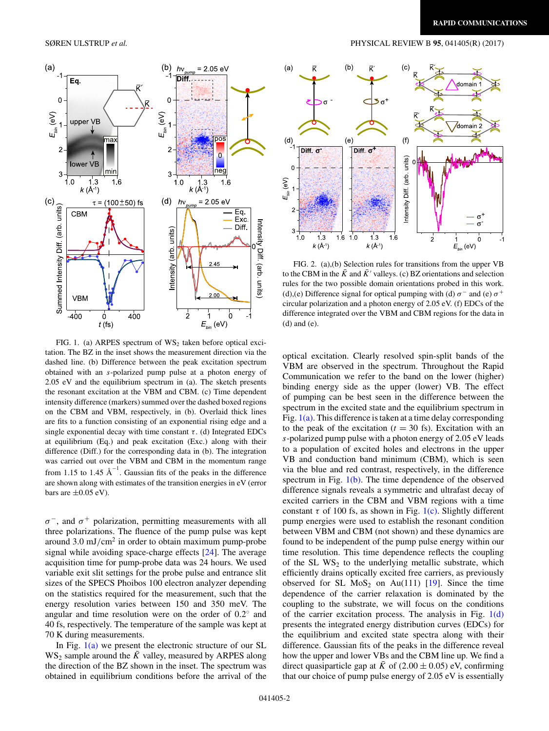FIG. 1. (a) ARPES spectrum of $WS_2$ taken before optical excitation. The BZ in the inset shows the measurement direction via the dashed line. (b) Difference between the peak excitation spectrum obtained with an $s$-polarized pump pulse at a photon energy of 2.05 eV and the equilibrium spectrum in (a). The sketch presents the resonant excitation at the VBM and CBM. (c) Time dependent intensity difference (markers) summed over the dashed boxed regions on the CBM and VBM, respectively, in (b). Overlaid thick lines are fits to a function consisting of an exponential rising edge and a single exponential decay with time constant $\tau$. (d) Integrated EDCs at equilibrium (Eq.) and peak excitation (Exc.) along with their difference (Diff.) for the corresponding data in (b). The integration was carried out over the VBM and CBM in the momentum range from 1.15 to 1.45 $\text{Å}^{-1}$. Gaussian fits of the peaks in the difference are shown along with estimates of the transition energies in eV (error bars are $\pm 0.05$ eV).

FIG. 2. (a),(b) Selection rules for transitions from the upper VB to the CBM in the $\bar{K}$ and $\bar{K}'$ valleys. (c) BZ orientations and selection rules for the two possible domain orientations probed in this work. (d),(e) Difference signal for optical pumping with (d) $\sigma^-$ and (e) $\sigma^+$ circular polarization and a photon energy of 2.05 eV. (f) EDCs of the difference integrated over the VBM and CBM regions for the data in (d) and (e).

$\sigma^-$, and $\sigma^+$ polarization, permitting measurements with all three polarizations. The fluence of the pump pulse was kept around 3.0 $mJ/cm^2$ in order to obtain maximum pump-probe signal while avoiding space-charge effects [24]. The average acquisition time for pump-probe data was 24 hours. We used variable exit slit settings for the probe pulse and entrance slit sizes of the SPECS Phoibos 100 electron analyzer depending on the statistics required for the measurement, such that the energy resolution varies between 150 and 350 meV. The angular and time resolution were on the order of 0.2° and 40 fs, respectively. The temperature of the sample was kept at 70 K during measurements.

In Fig. 1(a) we present the electronic structure of our SL $WS_2$ sample around the $\bar{K}$ valley, measured by ARPES along the direction of the BZ shown in the inset. The spectrum was obtained in equilibrium conditions before the arrival of the optical excitation. Clearly resolved spin-split bands of the VBM are observed in the spectrum. Throughout the Rapid Communication we refer to the band on the lower (higher) binding energy side as the upper (lower) VB. The effect of pumping can be best seen in the difference between the spectrum in the excited state and the equilibrium spectrum in Fig. 1(a). This difference is taken at a time delay corresponding to the peak of the excitation ($t = 30$ fs). Excitation with an $s$-polarized pump pulse with a photon energy of 2.05 eV leads to a population of excited holes and electrons in the upper VB and conduction band minimum (CBM), which is seen via the blue and red contrast, respectively, in the difference spectrum in Fig. 1(b). The time dependence of the observed difference signals reveals a symmetric and ultrafast decay of excited carriers in the CBM and VBM regions with a time constant $\tau$ of 100 fs, as shown in Fig. 1(c). Slightly different pump pulse energies were used to establish the resonant condition between VBM and CBM (not shown) and these dynamics are found to be independent of the pump pulse energy within our time resolution. This time dependence reflects the coupling of the SL $WS_2$ to the underlying metallic substrate, which efficiently drains optically excited free carriers, as previously observed for SL $MoS_2$ on Au(111) [19]. Since the time dependence of the carrier relaxation is dominated by the coupling to the substrate, we will focus on the conditions of the carrier excitation process. The analysis in Fig. 1(d) presents the integrated energy distribution curves (EDCs) for the equilibrium and excited state spectra along with their difference. Gaussian fits of the peaks in the difference reveal how the upper and lower VBs and the CBM line up. We find a direct quasiparticle gap at $\bar{K}$ of $(2.00 \pm 0.05)$ eV, confirming that our choice of pump pulse energy of 2.05 eV is essentially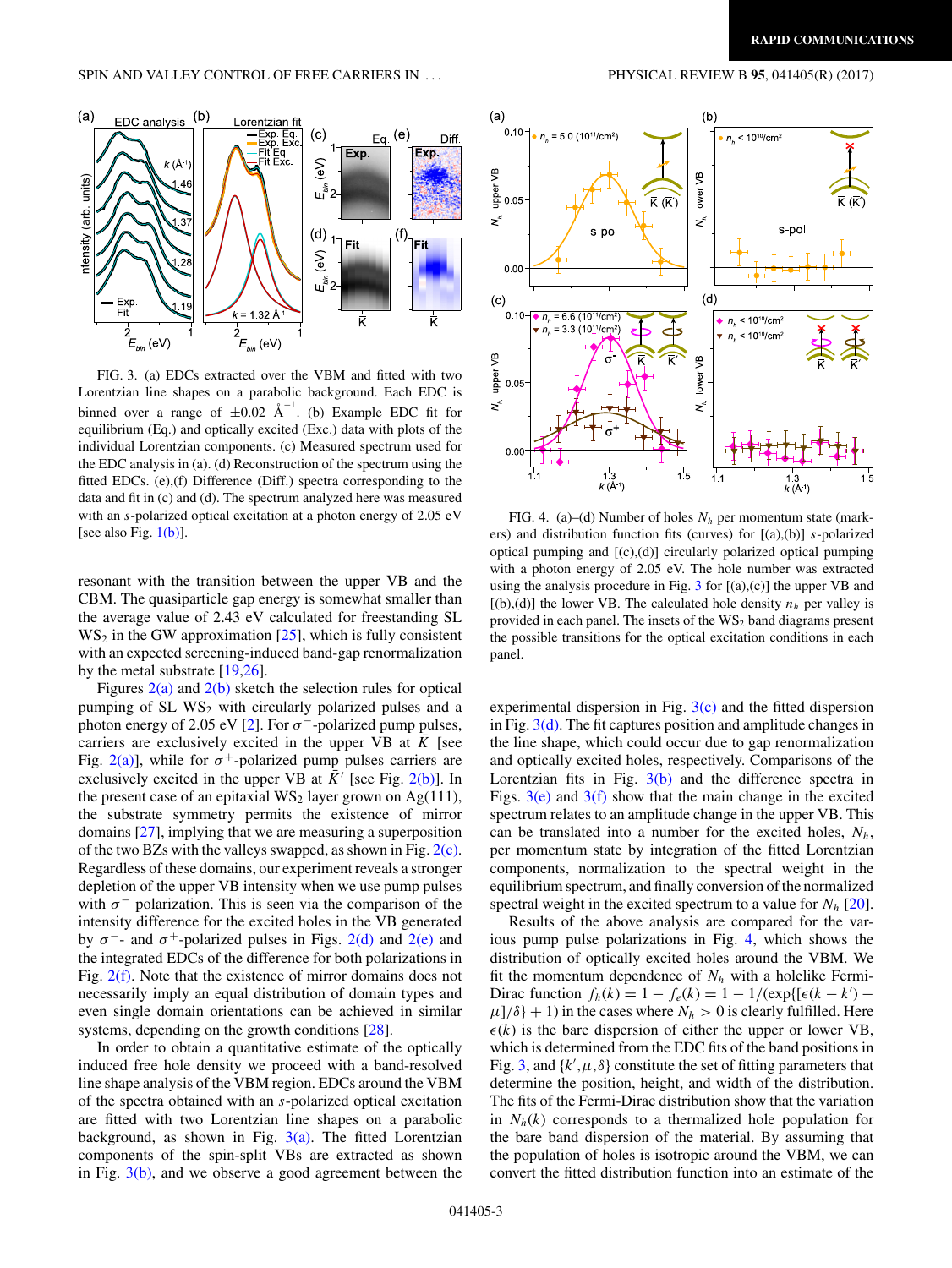FIG. 3. (a) EDCs extracted over the VBM and fitted with two Lorentzian line shapes on a parabolic background. Each EDC is binned over a range of $\pm 0.02$ Å$^{-1}$. (b) Example EDC fit for equilibrium (Eq.) and optically excited (Exc.) data with plots of the individual Lorentzian components. (c) Measured spectrum used for the EDC analysis in (a). (d) Reconstruction of the spectrum using the fitted EDCs. (e),(f) Difference (Diff.) spectra corresponding to the data and fit in (c) and (d). The spectrum analyzed here was measured with an $s$-polarized optical excitation at a photon energy of 2.05 eV [see also Fig. 1(b)].

resonant with the transition between the upper VB and the CBM. The quasiparticle gap energy is somewhat smaller than the average value of 2.43 eV calculated for freestanding SL $WS_2$ in the GW approximation [25], which is fully consistent with an expected screening-induced band-gap renormalization by the metal substrate [19,26].

Figures 2(a) and 2(b) sketch the selection rules for optical pumping of SL $WS_2$ with circularly polarized pulses and a photon energy of 2.05 eV [2]. For $\sigma^-$-polarized pump pulses, carriers are exclusively excited in the upper VB at $\bar{K}$ [see Fig. 2(a)], while for $\sigma^+$-polarized pump pulses carriers are exclusively excited in the upper VB at $\bar{K}'$ [see Fig. 2(b)]. In the present case of an epitaxial $WS_2$ layer grown on Ag(111), the substrate symmetry permits the existence of mirror domains [27], implying that we are measuring a superposition of the two BZs with the valleys swapped, as shown in Fig. 2(c). Regardless of these domains, our experiment reveals a stronger depletion of the upper VB intensity when we use pump pulses with $\sigma^-$ polarization. This is seen via the comparison of the intensity difference for the excited holes in the VB generated by $\sigma^-$- and $\sigma^+$-polarized pulses in Figs. 2(d) and 2(e) and the integrated EDCs of the difference for both polarizations in Fig. 2(f). Note that the existence of mirror domains does not necessarily imply an equal distribution of domain types and even single domain orientations can be achieved in similar systems, depending on the growth conditions [28].

In order to obtain a quantitative estimate of the optically induced free hole density we proceed with a band-resolved line shape analysis of the VBM region. EDCs around the VBM of the spectra obtained with an $s$-polarized optical excitation are fitted with two Lorentzian line shapes on a parabolic background, as shown in Fig. 3(a). The fitted Lorentzian components of the spin-split VBs are extracted as shown in Fig. 3(b), and we observe a good agreement between the experimental dispersion in Fig. 3(c) and the fitted dispersion in Fig. 3(d). The fit captures position and amplitude changes in the line shape, which could occur due to gap renormalization and optically excited holes, respectively. Comparisons of the Lorentzian fits in Fig. 3(b) and the difference spectra in Figs. 3(e) and 3(f) show that the main change in the excited spectrum relates to an amplitude change in the upper VB. This can be translated into a number for the excited holes, $N_h$, per momentum state by integration of the fitted Lorentzian components, normalization to the spectral weight in the equilibrium spectrum, and finally conversion of the normalized spectral weight in the excited spectrum to a value for $N_h$ [20].

FIG. 4. (a)–(d) Number of holes $N_h$ per momentum state (markers) and distribution function fits (curves) for [(a),(b)] $s$-polarized optical pumping and [(c),(d)] circularly polarized optical pumping with a photon energy of 2.05 eV. The hole number was extracted using the analysis procedure in Fig. 3 for [(a),(c)] the upper VB and [(b),(d)] the lower VB. The calculated hole density $n_h$ per valley is provided in each panel. The insets of the $WS_2$ band diagrams present the possible transitions for the optical excitation conditions in each panel.

Results of the above analysis are compared for the various pump pulse polarizations in Fig. 4, which shows the distribution of optically excited holes around the VBM. We fit the momentum dependence of $N_h$ with a holelike Fermi-Dirac function $f_h(k) = 1 - f_e(k) = 1 - 1/(\exp\{[\epsilon(k - k') - \mu]/\delta\} + 1)$ in the cases where $N_h > 0$ is clearly fulfilled. Here $\epsilon(k)$ is the bare dispersion of either the upper or lower VB, which is determined from the EDC fits of the band positions in Fig. 3, and $\{k', \mu, \delta\}$ constitute the set of fitting parameters that determine the position, height, and width of the distribution. The fits of the Fermi-Dirac distribution show that the variation in $N_h(k)$ corresponds to a thermalized hole population for the bare band dispersion of the material. By assuming that the population of holes is isotropic around the VBM, we can convert the fitted distribution function into an estimate of the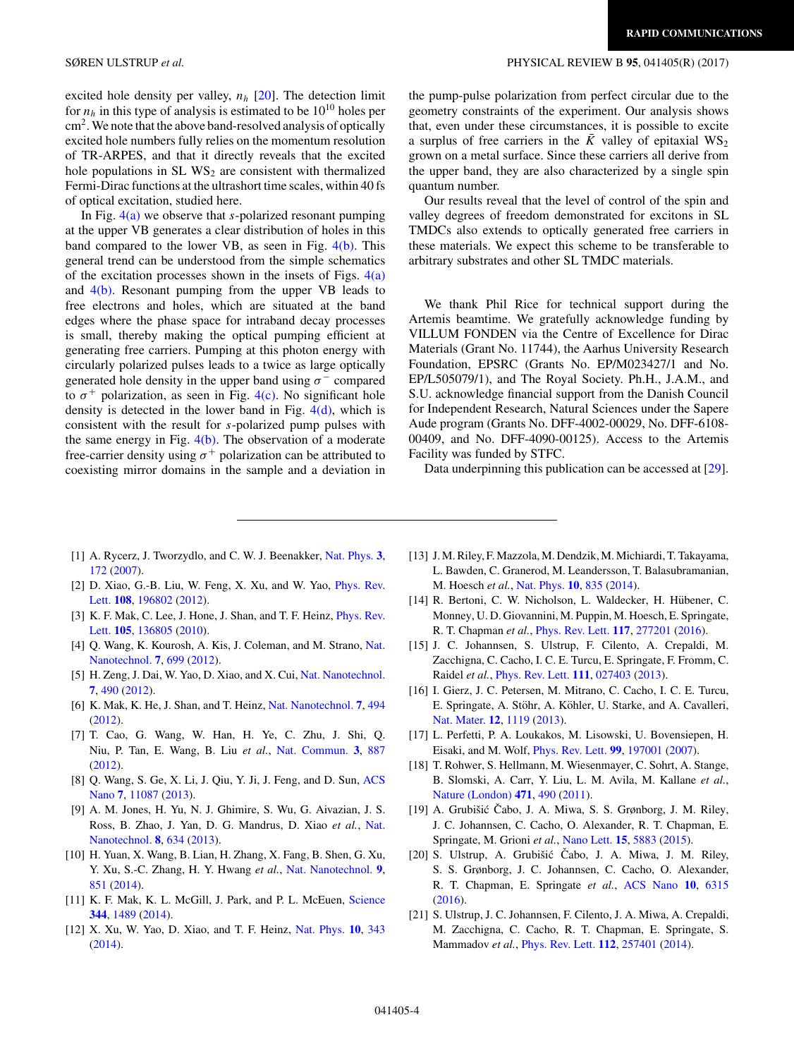excited hole density per valley, $n_h$ [20]. The detection limit for $n_h$ in this type of analysis is estimated to be $10^{10}$ holes per $cm^2$. We note that the above band-resolved analysis of optically excited hole numbers fully relies on the momentum resolution of TR-ARPES, and that it directly reveals that the excited hole populations in SL $WS_2$ are consistent with thermalized Fermi-Dirac functions at the ultrashort time scales, within 40 fs of optical excitation, studied here.

In Fig. 4(a) we observe that $s$-polarized resonant pumping at the upper VB generates a clear distribution of holes in this band compared to the lower VB, as seen in Fig. 4(b). This general trend can be understood from the simple schematics of the excitation processes shown in the insets of Figs. 4(a) and 4(b). Resonant pumping from the upper VB leads to free electrons and holes, which are situated at the band edges where the phase space for intraband decay processes is small, thereby making the optical pumping efficient at generating free carriers. Pumping at this photon energy with circularly polarized pulses leads to a twice as large optically generated hole density in the upper band using $\sigma^-$ compared to $\sigma^+$ polarization, as seen in Fig. 4(c). No significant hole density is detected in the lower band in Fig. 4(d), which is consistent with the result for $s$-polarized pump pulses with the same energy in Fig. 4(b). The observation of a moderate free-carrier density using $\sigma^+$ polarization can be attributed to coexisting mirror domains in the sample and a deviation in the pump-pulse polarization from perfect circular due to the geometry constraints of the experiment. Our analysis shows that, even under these circumstances, it is possible to excite a surplus of free carriers in the $\bar{K}$ valley of epitaxial $WS_2$ grown on a metal surface. Since these carriers all derive from the upper band, they are also characterized by a single spin quantum number.

Our results reveal that the level of control of the spin and valley degrees of freedom demonstrated for excitons in SL TMDCs also extends to optically generated free carriers in these materials. We expect this scheme to be transferable to arbitrary substrates and other SL TMDC materials.

We thank Phil Rice for technical support during the Artemis beamtime. We gratefully acknowledge funding by VILLUM FONDEN via the Centre of Excellence for Dirac Materials (Grant No. 11744), the Aarhus University Research Foundation, EPSRC (Grants No. EP/M023427/1 and No. EP/L505079/1), and The Royal Society. Ph.H., J.A.M., and S.U. acknowledge financial support from the Danish Council for Independent Research, Natural Sciences under the Sapere Aude program (Grants No. DFF-4002-00029, No. DFF-6108-00409, and No. DFF-4090-00125). Access to the Artemis Facility was funded by STFC.

Data underpinning this publication can be accessed at [29].

---

[1] A. Rycerz, J. Tworzydlo, and C. W. J. Beenakker, Nat. Phys. **3**, 172 (2007).

[2] D. Xiao, G.-B. Liu, W. Feng, X. Xu, and W. Yao, Phys. Rev. Lett. **108**, 196802 (2012).

[3] K. F. Mak, C. Lee, J. Hone, J. Shan, and T. F. Heinz, Phys. Rev. Lett. **105**, 136805 (2010).

[4] Q. Wang, K. Kourosh, A. Kis, J. Coleman, and M. Strano, Nat. Nanotechnol. **7**, 699 (2012).

[5] H. Zeng, J. Dai, W. Yao, D. Xiao, and X. Cui, Nat. Nanotechnol. **7**, 490 (2012).

[6] K. Mak, K. He, J. Shan, and T. Heinz, Nat. Nanotechnol. **7**, 494 (2012).

[7] T. Cao, G. Wang, W. Han, H. Ye, C. Zhu, J. Shi, Q. Niu, P. Tan, E. Wang, B. Liu *et al.*, Nat. Commun. **3**, 887 (2012).

[8] Q. Wang, S. Ge, X. Li, J. Qiu, Y. Ji, J. Feng, and D. Sun, ACS Nano **7**, 11087 (2013).

[9] A. M. Jones, H. Yu, N. J. Ghimire, S. Wu, G. Aivazian, J. S. Ross, B. Zhao, J. Yan, D. G. Mandrus, D. Xiao *et al.*, Nat. Nanotechnol. **8**, 634 (2013).

[10] H. Yuan, X. Wang, B. Lian, H. Zhang, X. Fang, B. Shen, G. Xu, Y. Xu, S.-C. Zhang, H. Y. Hwang *et al.*, Nat. Nanotechnol. **9**, 851 (2014).

[11] K. F. Mak, K. L. McGill, J. Park, and P. L. McEuen, Science **344**, 1489 (2014).

[12] X. Xu, W. Yao, D. Xiao, and T. F. Heinz, Nat. Phys. **10**, 343 (2014).

[13] J. M. Riley, F. Mazzola, M. Dendzik, M. Michiardi, T. Takayama, L. Bawden, C. Granerod, M. Leandersson, T. Balasubramanian, M. Hoesch *et al.*, Nat. Phys. **10**, 835 (2014).

[14] R. Bertoni, C. W. Nicholson, L. Waldecker, H. Hübener, C. Monney, U. D. Giovannini, M. Puppin, M. Hoesch, E. Springate, R. T. Chapman *et al.*, Phys. Rev. Lett. **117**, 277201 (2016).

[15] J. C. Johannsen, S. Ulstrup, F. Cilento, A. Crepaldi, M. Zacchigna, C. Cacho, I. C. E. Turcu, E. Springate, F. Fromm, C. Raidel *et al.*, Phys. Rev. Lett. **111**, 027403 (2013).

[16] I. Gierz, J. C. Petersen, M. Mitrano, C. Cacho, I. C. E. Turcu, E. Springate, A. Stöhr, A. Köhler, U. Starke, and A. Cavalleri, Nat. Mater. **12**, 1119 (2013).

[17] L. Perfetti, P. A. Loukakos, M. Lisowski, U. Bovensiepen, H. Eisaki, and M. Wolf, Phys. Rev. Lett. **99**, 197001 (2007).

[18] T. Rohwer, S. Hellmann, M. Wiesenmayer, C. Sohrt, A. Stange, B. Slomski, A. Carr, Y. Liu, L. M. Avila, M. Kallane *et al.*, Nature (London) **471**, 490 (2011).

[19] A. Grubišić Čabo, J. A. Miwa, S. S. Grønborg, J. M. Riley, J. C. Johannsen, C. Cacho, O. Alexander, R. T. Chapman, E. Springate, M. Grioni *et al.*, Nano Lett. **15**, 5883 (2015).

[20] S. Ulstrup, A. Grubišić Čabo, J. A. Miwa, J. M. Riley, S. S. Grønborg, J. C. Johannsen, C. Cacho, O. Alexander, R. T. Chapman, E. Springate *et al.*, ACS Nano **10**, 6315 (2016).

[21] S. Ulstrup, J. C. Johannsen, F. Cilento, J. A. Miwa, A. Crepaldi, M. Zacchigna, C. Cacho, R. T. Chapman, E. Springate, S. Mammadov *et al.*, Phys. Rev. Lett. **112**, 257401 (2014).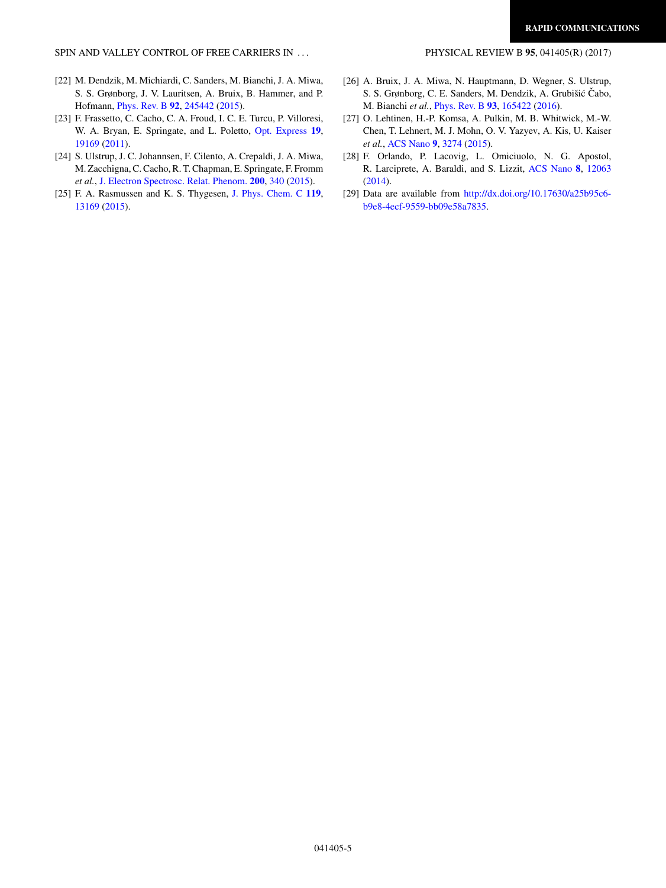[22] M. Dendzik, M. Michiardi, C. Sanders, M. Bianchi, J. A. Miwa, S. S. Grønborg, J. V. Lauritsen, A. Bruix, B. Hammer, and P. Hofmann, Phys. Rev. B **92**, 245442 (2015).

[23] F. Frassetto, C. Cacho, C. A. Froud, I. C. E. Turcu, P. Villoresi, W. A. Bryan, E. Springate, and L. Poletto, Opt. Express **19**, 19169 (2011).

[24] S. Ulstrup, J. C. Johannsen, F. Cilento, A. Crepaldi, J. A. Miwa, M. Zacchigna, C. Cacho, R. T. Chapman, E. Springate, F. Fromm *et al.*, J. Electron Spectrosc. Relat. Phenom. **200**, 340 (2015).

[25] F. A. Rasmussen and K. S. Thygesen, J. Phys. Chem. C **119**, 13169 (2015).

[26] A. Bruix, J. A. Miwa, N. Hauptmann, D. Wegner, S. Ulstrup, S. S. Grønborg, C. E. Sanders, M. Dendzik, A. Grubišić Čabo, M. Bianchi *et al.*, Phys. Rev. B **93**, 165422 (2016).

[27] O. Lehtinen, H.-P. Komsa, A. Pulkin, M. B. Whitwick, M.-W. Chen, T. Lehnert, M. J. Mohn, O. V. Yazyev, A. Kis, U. Kaiser *et al.*, ACS Nano **9**, 3274 (2015).

[28] F. Orlando, P. Lacovig, L. Omiciuolo, N. G. Apostol, R. Larciprete, A. Baraldi, and S. Lizzit, ACS Nano **8**, 12063 (2014).

[29] Data are available from http://dx.doi.org/10.17630/a25b95c6-b9e8-4ecf-9559-bb09e58a7835.